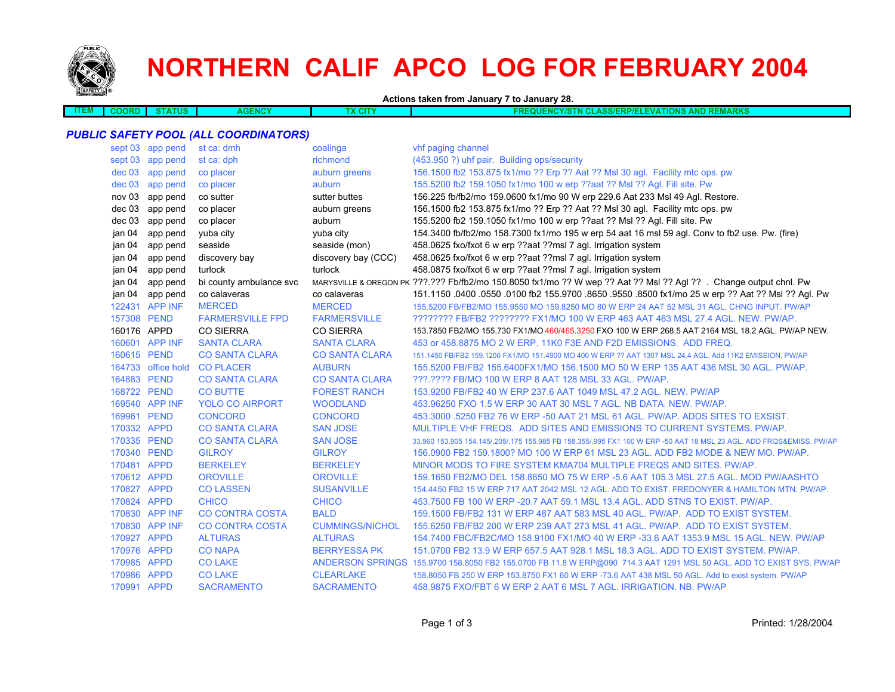# NORTHERN CALIF APCO LOG FOR FEBRUARY 2004

**Actions taken from January 7 to January 28.**

| ITEM | COORD | STATUS | AGENCY | TX CITY | FREQUENCY/STN CLASS/ERP/ELEVATIONS AND REMARKS |
|---|---|---|---|---|---|

## *PUBLIC SAFETY POOL (ALL COORDINATORS)*

| ITEM | COORD | STATUS | AGENCY | TX CITY | FREQUENCY/STN CLASS/ERP/ELEVATIONS AND REMARKS |
|---|---|---|---|---|---|
| | sept 03 | app pend | st ca: dmh | coalinga | vhf paging channel |
| | sept 03 | app pend | st ca: dph | richmond | (453.950 ?) uhf pair. Building ops/security |
| | dec 03 | app pend | co placer | auburn greens | 156.1500 fb2 153.875 fx1/mo ?? Erp ?? Aat ?? Msl 30 agl. Facility mtc ops. pw |
| | dec 03 | app pend | co placer | auburn | 155.5200 fb2 159.1050 fx1/mo 100 w erp ??aat ?? Msl ?? Agl. Fill site. Pw |
| | nov 03 | app pend | co sutter | sutter buttes | 156.225 fb/fb2/mo 159.0600 fx1/mo 90 W erp 229.6 Aat 233 Msl 49 Agl. Restore. |
| | dec 03 | app pend | co placer | auburn greens | 156.1500 fb2 153.875 fx1/mo ?? Erp ?? Aat ?? Msl 30 agl. Facility mtc ops. pw |
| | dec 03 | app pend | co placer | auburn | 155.5200 fb2 159.1050 fx1/mo 100 w erp ??aat ?? Msl ?? Agl. Fill site. Pw |
| | jan 04 | app pend | yuba city | yuba city | 154.3400 fb/fb2/mo 158.7300 fx1/mo 195 w erp 54 aat 16 msl 59 agl. Conv to fb2 use. Pw. (fire) |
| | jan 04 | app pend | seaside | seaside (mon) | 458.0625 fxo/fxot 6 w erp ??aat ??msl 7 agl. Irrigation system |
| | jan 04 | app pend | discovery bay | discovery bay (CCC) | 458.0625 fxo/fxot 6 w erp ??aat ??msl 7 agl. Irrigation system |
| | jan 04 | app pend | turlock | turlock | 458.0875 fxo/fxot 6 w erp ??aat ??msl 7 agl. Irrigation system |
| | jan 04 | app pend | bi county ambulance svc | MARYSVILLE & OREGON PK | ???.??? Fb/fb2/mo 150.8050 fx1/mo ?? W wep ?? Aat ?? Msl ?? Agl ?? . Change output chnl. Pw |
| | jan 04 | app pend | co calaveras | co calaveras | 151.1150 .0400 .0550 .0100 fb2 155.9700 .8650 .9550 .8500 fx1/mo 25 w erp ?? Aat ?? Msl ?? Agl. Pw |
| | 122431 | APP INF | MERCED | MERCED | 155.5200 FB/FB2/MO 155.9550 MO 159.8250 MO 80 W ERP 24 AAT 52 MSL 31 AGL. CHNG INPUT. PW/AP |
| | 157308 | PEND | FARMERSVILLE FPD | FARMERSVILLE | ???????? FB/FB2 ???????? FX1/MO 100 W ERP 463 AAT 463 MSL 27.4 AGL. NEW. PW/AP. |
| | 160176 | APPD | CO SIERRA | CO SIERRA | 153.7850 FB2/MO 155.730 FX1/MO 460/465.3250 FXO 100 W ERP 268.5 AAT 2164 MSL 18.2 AGL. PW/AP NEW. |
| | 160601 | APP INF | SANTA CLARA | SANTA CLARA | 453 or 458.8875 MO 2 W ERP. 11K0 F3E AND F2D EMISSIONS. ADD FREQ. |
| | 160615 | PEND | CO SANTA CLARA | CO SANTA CLARA | 151.1450 FB/FB2 159.1200 FX1/MO 151.4900 MO 400 W ERP ?? AAT 1307 MSL 24.4 AGL. Add 11K2 EMISSION. PW/AP |
| | 164733 | office hold | CO PLACER | AUBURN | 155.5200 FB/FB2 155.6400FX1/MO 156.1500 MO 50 W ERP 135 AAT 436 MSL 30 AGL. PW/AP. |
| | 164883 | PEND | CO SANTA CLARA | CO SANTA CLARA | ???.???? FB/MO 100 W ERP 8 AAT 128 MSL 33 AGL. PW/AP. |
| | 168722 | PEND | CO BUTTE | FOREST RANCH | 153.9200 FB/FB2 40 W ERP 237.6 AAT 1049 MSL 47.2 AGL. NEW. PW/AP |
| | 169540 | APP INF | YOLO CO AIRPORT | WOODLAND | 453.96250 FXO 1.5 W ERP 30 AAT 30 MSL 7 AGL. NB DATA. NEW. PW/AP. |
| | 169961 | PEND | CONCORD | CONCORD | 453.3000 .5250 FB2 76 W ERP -50 AAT 21 MSL 61 AGL. PW/AP. ADDS SITES TO EXSIST. |
| | 170332 | APPD | CO SANTA CLARA | SAN JOSE | MULTIPLE VHF FREQS. ADD SITES AND EMISSIONS TO CURRENT SYSTEMS. PW/AP. |
| | 170335 | PEND | CO SANTA CLARA | SAN JOSE | 33.960 153.905 154.145/.205/.175 155.985 FB 158.355/.995 FX1 100 W ERP -50 AAT 18 MSL 23 AGL. ADD FRQS&EMISS. PW/AP |
| | 170340 | PEND | GILROY | GILROY | 156.0900 FB2 159.1800? MO 100 W ERP 61 MSL 23 AGL. ADD FB2 MODE & NEW MO. PW/AP. |
| | 170481 | APPD | BERKELEY | BERKELEY | MINOR MODS TO FIRE SYSTEM KMA704 MULTIPLE FREQS AND SITES. PW/AP. |
| | 170612 | APPD | OROVILLE | OROVILLE | 159.1650 FB2/MO DEL 158.8650 MO 75 W ERP -5.6 AAT 105.3 MSL 27.5 AGL. MOD PW/AASHTO |
| | 170827 | APPD | CO LASSEN | SUSANVILLE | 154.4450 FB2 15 W ERP 717 AAT 2042 MSL 12 AGL. ADD TO EXIST. FREDONYER & HAMILTON MTN. PW/AP. |
| | 170824 | APPD | CHICO | CHICO | 453.7500 FB 100 W ERP -20.7 AAT 59.1 MSL 13.4 AGL. ADD STNS TO EXIST. PW/AP. |
| | 170830 | APP INF | CO CONTRA COSTA | BALD | 159.1500 FB/FB2 131 W ERP 487 AAT 583 MSL 40 AGL. PW/AP. ADD TO EXIST SYSTEM. |
| | 170830 | APP INF | CO CONTRA COSTA | CUMMINGS/NICHOL | 155.6250 FB/FB2 200 W ERP 239 AAT 273 MSL 41 AGL. PW/AP. ADD TO EXIST SYSTEM. |
| | 170927 | APPD | ALTURAS | ALTURAS | 154.7400 FBC/FB2C/MO 158.9100 FX1/MO 40 W ERP -33.6 AAT 1353.9 MSL 15 AGL. NEW. PW/AP |
| | 170976 | APPD | CO NAPA | BERRYESSA PK | 151.0700 FB2 13.9 W ERP 657.5 AAT 928.1 MSL 18.3 AGL. ADD TO EXIST SYSTEM. PW/AP. |
| | 170985 | APPD | CO LAKE | ANDERSON SPRINGS | 155.9700 158.8050 FB2 155.0700 FB 11.8 W ERP@090 714.3 AAT 1291 MSL 50 AGL. ADD TO EXIST SYS. PW/AP |
| | 170986 | APPD | CO LAKE | CLEARLAKE | 158.8050 FB 250 W ERP 153.8750 FX1 60 W ERP -73.6 AAT 438 MSL 50 AGL. Add to exist system. PW/AP |
| | 170991 | APPD | SACRAMENTO | SACRAMENTO | 458.9875 FXO/FBT 6 W ERP 2 AAT 6 MSL 7 AGL. IRRIGATION. NB. PW/AP |

Printed: 1/28/2004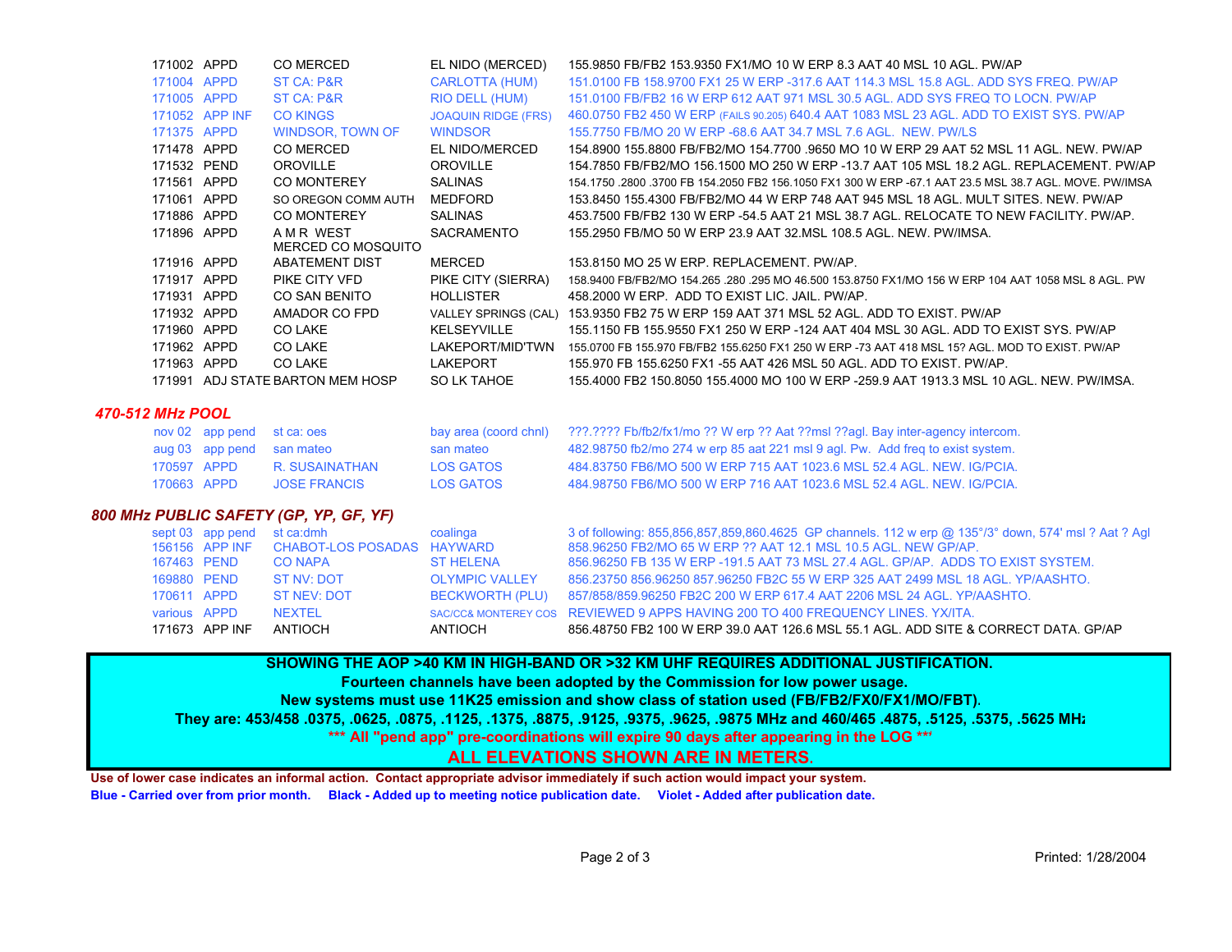| | | | | |
|---|---|---|---|---|
| 171002 | APPD | CO MERCED | EL NIDO (MERCED) | 155.9850 FB/FB2 153.9350 FX1/MO 10 W ERP 8.3 AAT 40 MSL 10 AGL. PW/AP |
| 171004 | APPD | ST CA: P&R | CARLOTTA (HUM) | 151.0100 FB 158.9700 FX1 25 W ERP -317.6 AAT 114.3 MSL 15.8 AGL. ADD SYS FREQ. PW/AP |
| 171005 | APPD | ST CA: P&R | RIO DELL (HUM) | 151.0100 FB/FB2 16 W ERP 612 AAT 971 MSL 30.5 AGL. ADD SYS FREQ TO LOCN. PW/AP |
| 171052 | APP INF | CO KINGS | JOAQUIN RIDGE (FRS) | 460.0750 FB2 450 W ERP (FAILS 90.205) 640.4 AAT 1083 MSL 23 AGL. ADD TO EXIST SYS. PW/AP |
| 171375 | APPD | WINDSOR, TOWN OF | WINDSOR | 155.7750 FB/MO 20 W ERP -68.6 AAT 34.7 MSL 7.6 AGL. NEW. PW/LS |
| 171478 | APPD | CO MERCED | EL NIDO/MERCED | 154.8900 155.8800 FB/FB2/MO 154.7700 .9650 MO 10 W ERP 29 AAT 52 MSL 11 AGL. NEW. PW/AP |
| 171532 | PEND | OROVILLE | OROVILLE | 154.7850 FB/FB2/MO 156.1500 MO 250 W ERP -13.7 AAT 105 MSL 18.2 AGL. REPLACEMENT. PW/AP |
| 171561 | APPD | CO MONTEREY | SALINAS | 154.1750 .2800 .3700 FB 154.2050 FB2 156.1050 FX1 300 W ERP -67.1 AAT 23.5 MSL 38.7 AGL. MOVE. PW/IMSA |
| 171061 | APPD | SO OREGON COMM AUTH | MEDFORD | 153.8450 155.4300 FB/FB2/MO 44 W ERP 748 AAT 945 MSL 18 AGL. MULT SITES. NEW. PW/AP |
| 171886 | APPD | CO MONTEREY | SALINAS | 453.7500 FB/FB2 130 W ERP -54.5 AAT 21 MSL 38.7 AGL. RELOCATE TO NEW FACILITY. PW/AP. |
| 171896 | APPD | A M R WEST | SACRAMENTO | 155.2950 FB/MO 50 W ERP 23.9 AAT 32.MSL 108.5 AGL. NEW. PW/IMSA. |
| 171916 | APPD | MERCED CO MOSQUITO ABATEMENT DIST | MERCED | 153.8150 MO 25 W ERP. REPLACEMENT. PW/AP. |
| 171917 | APPD | PIKE CITY VFD | PIKE CITY (SIERRA) | 158.9400 FB/FB2/MO 154.265 .280 .295 MO 46.500 153.8750 FX1/MO 156 W ERP 104 AAT 1058 MSL 8 AGL. PW |
| 171931 | APPD | CO SAN BENITO | HOLLISTER | 458.2000 W ERP. ADD TO EXIST LIC. JAIL. PW/AP. |
| 171932 | APPD | AMADOR CO FPD | VALLEY SPRINGS (CAL) | 153.9350 FB2 75 W ERP 159 AAT 371 MSL 52 AGL. ADD TO EXIST. PW/AP |
| 171960 | APPD | CO LAKE | KELSEYVILLE | 155.1150 FB 155.9550 FX1 250 W ERP -124 AAT 404 MSL 30 AGL. ADD TO EXIST SYS. PW/AP |
| 171962 | APPD | CO LAKE | LAKEPORT/MID'TWN | 155.0700 FB 155.970 FB/FB2 155.6250 FX1 250 W ERP -73 AAT 418 MSL 15? AGL. MOD TO EXIST. PW/AP |
| 171963 | APPD | CO LAKE | LAKEPORT | 155.970 FB 155.6250 FX1 -55 AAT 426 MSL 50 AGL. ADD TO EXIST. PW/AP. |
| 171991 | ADJ STATE | BARTON MEM HOSP | SO LK TAHOE | 155.4000 FB2 150.8050 155.4000 MO 100 W ERP -259.9 AAT 1913.3 MSL 10 AGL. NEW. PW/IMSA. |

## *470-512 MHz POOL*

| | | | | |
|---|---|---|---|---|
| nov 02 | app pend | st ca: oes | bay area (coord chnl) | ???.???? Fb/fb2/fx1/mo ?? W erp ?? Aat ??msl ??agl. Bay inter-agency intercom. |
| aug 03 | app pend | san mateo | san mateo | 482.98750 fb2/mo 274 w erp 85 aat 221 msl 9 agl. Pw. Add freq to exist system. |
| 170597 | APPD | R. SUSAINATHAN | LOS GATOS | 484.83750 FB6/MO 500 W ERP 715 AAT 1023.6 MSL 52.4 AGL. NEW. IG/PCIA. |
| 170663 | APPD | JOSE FRANCIS | LOS GATOS | 484.98750 FB6/MO 500 W ERP 716 AAT 1023.6 MSL 52.4 AGL. NEW. IG/PCIA. |

## *800 MHz PUBLIC SAFETY (GP, YP, GF, YF)*

| | | | | |
|---|---|---|---|---|
| sept 03 | app pend | st ca:dmh | coalinga | 3 of following: 855,856,857,859,860.4625 GP channels. 112 w erp @ 135°/3° down, 574' msl ? Aat ? Agl |
| 156156 | APP INF | CHABOT-LOS POSADAS | HAYWARD | 858.96250 FB2/MO 65 W ERP ?? AAT 12.1 MSL 10.5 AGL. NEW GP/AP. |
| 167463 | PEND | CO NAPA | ST HELENA | 856.96250 FB 135 W ERP -191.5 AAT 73 MSL 27.4 AGL. GP/AP. ADDS TO EXIST SYSTEM. |
| 169880 | PEND | ST NV: DOT | OLYMPIC VALLEY | 856.23750 856.96250 857.96250 FB2C 55 W ERP 325 AAT 2499 MSL 18 AGL. YP/AASHTO. |
| 170611 | APPD | ST NEV: DOT | BECKWORTH (PLU) | 857/858/859.96250 FB2C 200 W ERP 617.4 AAT 2206 MSL 24 AGL. YP/AASHTO. |
| various | APPD | NEXTEL | SAC/CC& MONTEREY COS | REVIEWED 9 APPS HAVING 200 TO 400 FREQUENCY LINES. YX/ITA. |
| 171673 | APP INF | ANTIOCH | ANTIOCH | 856.48750 FB2 100 W ERP 39.0 AAT 126.6 MSL 55.1 AGL. ADD SITE & CORRECT DATA. GP/AP |

**SHOWING THE AOP >40 KM IN HIGH-BAND OR >32 KM UHF REQUIRES ADDITIONAL JUSTIFICATION.**
**Fourteen channels have been adopted by the Commission for low power usage.**
**New systems must use 11K25 emission and show class of station used (FB/FB2/FX0/FX1/MO/FBT).**
**They are: 453/458 .0375, .0625, .0875, .1125, .1375, .8875, .9125, .9375, .9625, .9875 MHz and 460/465 .4875, .5125, .5375, .5625 MHz**
**\*\*\* All "pend app" pre-coordinations will expire 90 days after appearing in the LOG \*\*\***
**ALL ELEVATIONS SHOWN ARE IN METERS.**

**Use of lower case indicates an informal action. Contact appropriate advisor immediately if such action would impact your system.**

**Blue - Carried over from prior month. Black - Added up to meeting notice publication date. Violet - Added after publication date.**

Printed: 1/28/2004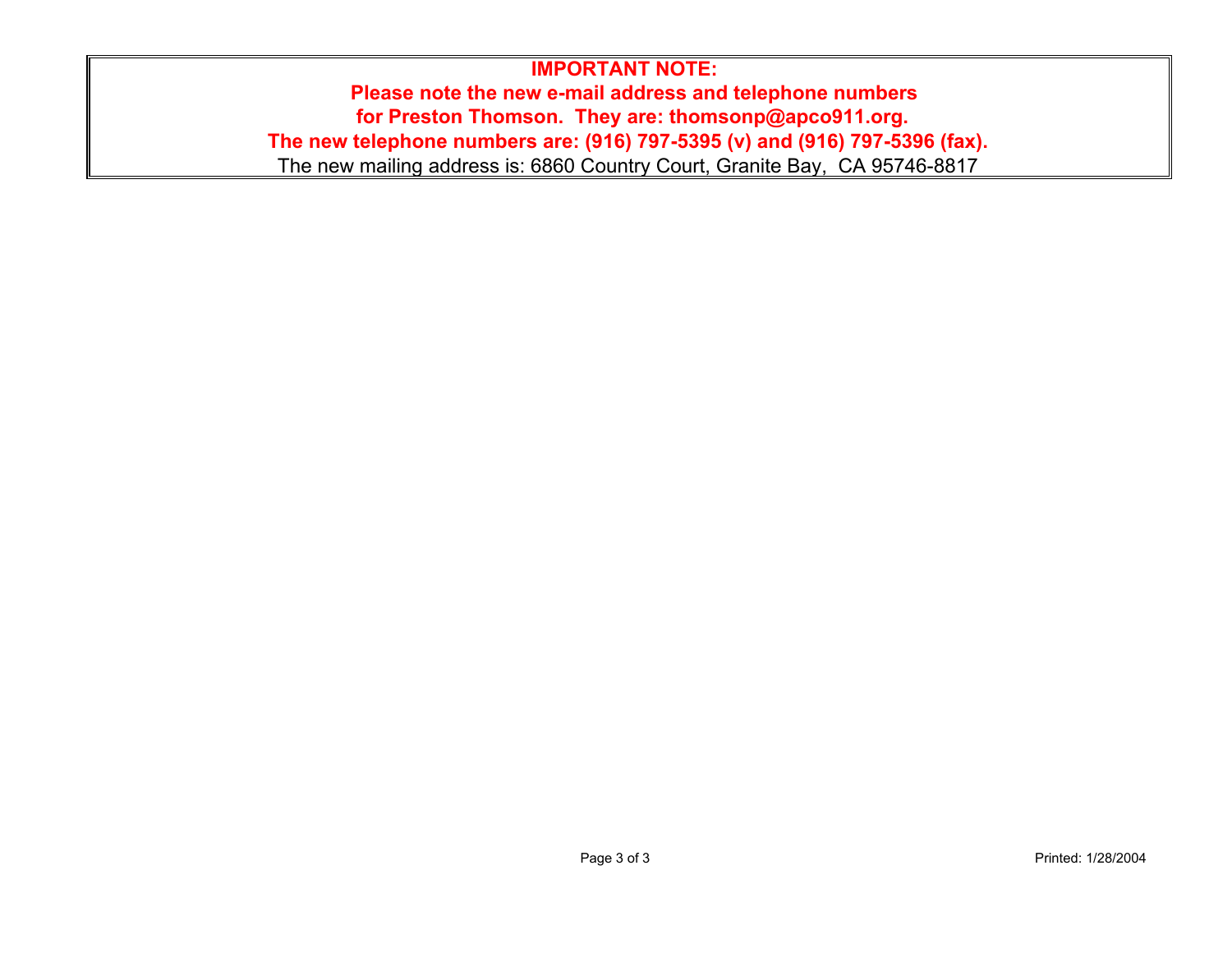**IMPORTANT NOTE:**

**Please note the new e-mail address and telephone numbers for Preston Thomson. They are: thomsonp@apco911.org.**

**The new telephone numbers are: (916) 797-5395 (v) and (916) 797-5396 (fax).**

The new mailing address is: 6860 Country Court, Granite Bay, CA 95746-8817

Printed: 1/28/2004